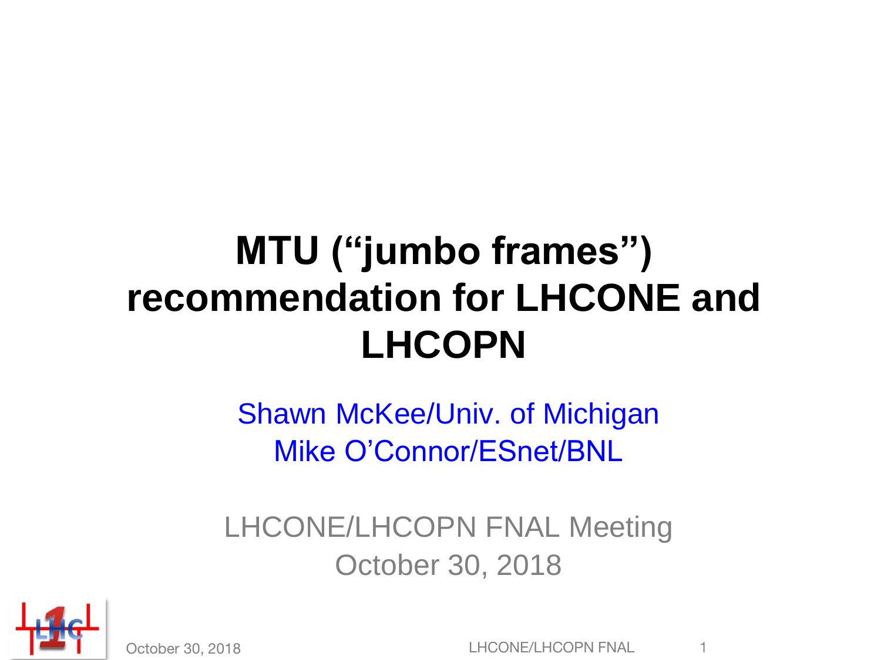# MTU ("jumbo frames") recommendation for LHCONE and LHCOPN

Shawn McKee/Univ. of Michigan
Mike O'Connor/ESnet/BNL

LHCONE/LHCOPN FNAL Meeting
October 30, 2018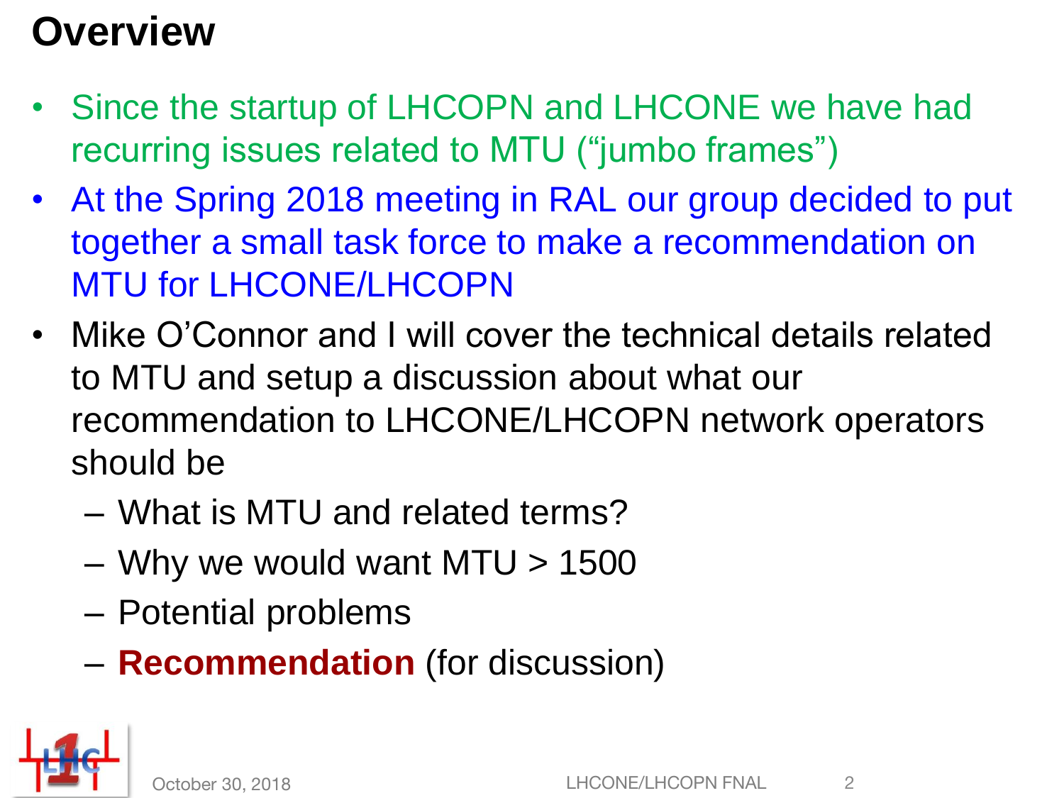# Overview

- Since the startup of LHCOPN and LHCONE we have had recurring issues related to MTU ("jumbo frames")
- At the Spring 2018 meeting in RAL our group decided to put together a small task force to make a recommendation on MTU for LHCONE/LHCOPN
- Mike O'Connor and I will cover the technical details related to MTU and setup a discussion about what our recommendation to LHCONE/LHCOPN network operators should be
  - What is MTU and related terms?
  - Why we would want MTU > 1500
  - Potential problems
  - **Recommendation** (for discussion)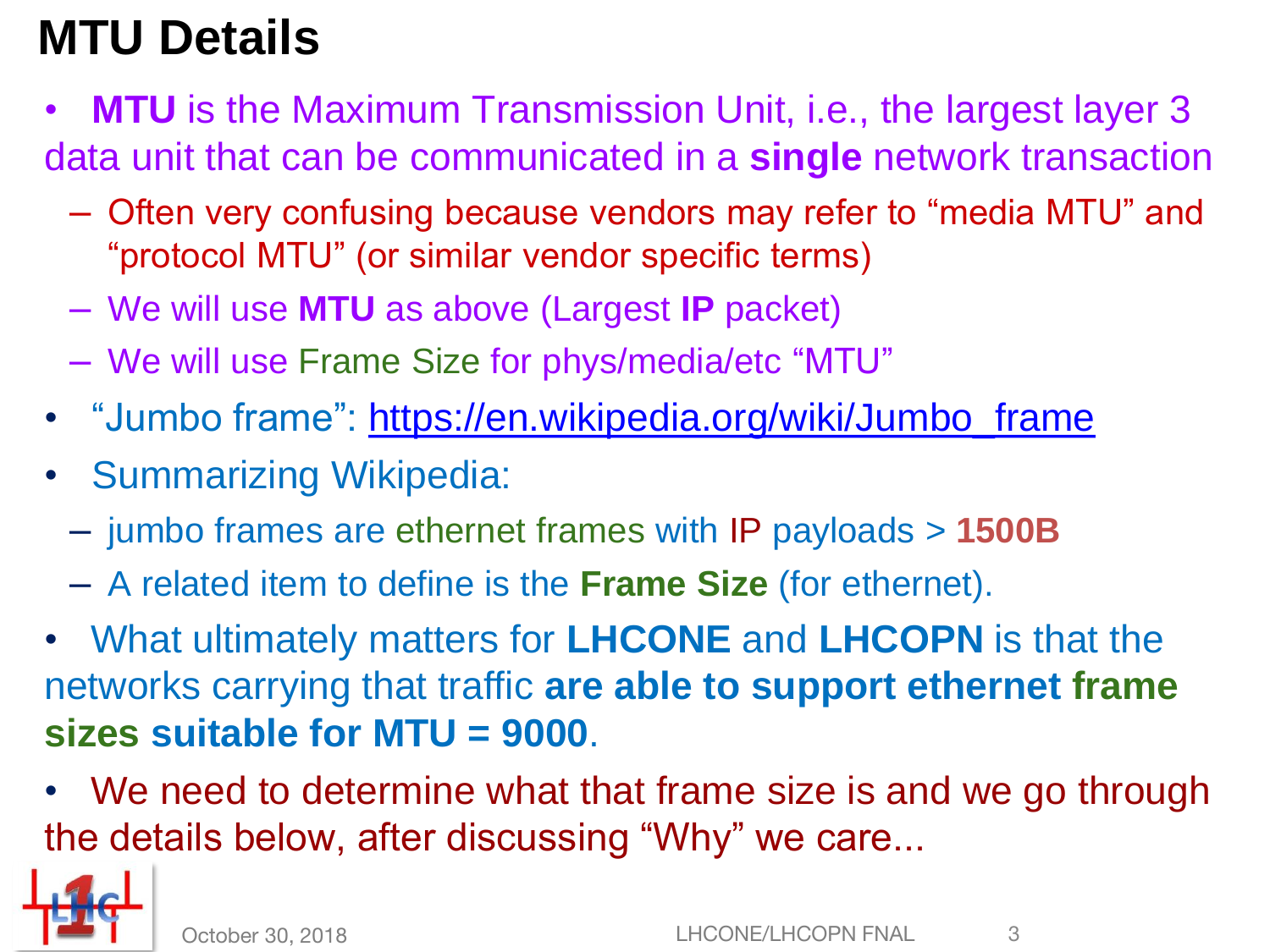# MTU Details

- **MTU** is the Maximum Transmission Unit, i.e., the largest layer 3 data unit that can be communicated in a **single** network transaction
  - Often very confusing because vendors may refer to "media MTU" and "protocol MTU" (or similar vendor specific terms)
  - We will use **MTU** as above (Largest **IP** packet)
  - We will use Frame Size for phys/media/etc "MTU"
- "Jumbo frame": [https://en.wikipedia.org/wiki/Jumbo_frame](https://en.wikipedia.org/wiki/Jumbo_frame)
- Summarizing Wikipedia:
  - jumbo frames are ethernet frames with IP payloads > **1500B**
  - A related item to define is the **Frame Size** (for ethernet).
- What ultimately matters for **LHCONE** and **LHCOPN** is that the networks carrying that traffic **are able to support ethernet frame sizes suitable for MTU = 9000**.
- We need to determine what that frame size is and we go through the details below, after discussing "Why" we care...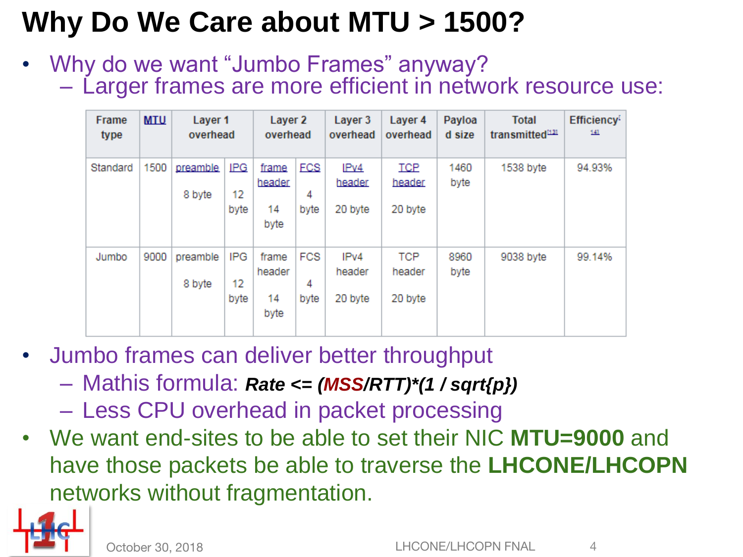# Why Do We Care about MTU > 1500?

- Why do we want "Jumbo Frames" anyway?
  - Larger frames are more efficient in network resource use:

| Frame type | MTU | Layer 1 overhead | | Layer 2 overhead | | Layer 3 overhead | Layer 4 overhead | Payload size | Total transmitted[13] | Efficiency[14] |
|---|---|---|---|---|---|---|---|---|---|---|
| Standard | 1500 | preamble 8 byte | IPG 12 byte | frame header 14 byte | FCS 4 byte | IPv4 header 20 byte | TCP header 20 byte | 1460 byte | 1538 byte | 94.93% |
| Jumbo | 9000 | preamble 8 byte | IPG 12 byte | frame header 14 byte | FCS 4 byte | IPv4 header 20 byte | TCP header 20 byte | 8960 byte | 9038 byte | 99.14% |

- Jumbo frames can deliver better throughput
  - Mathis formula: ***Rate <= (MSS/RTT)*(1 / sqrt{p})***
  - Less CPU overhead in packet processing
- We want end-sites to be able to set their NIC **MTU=9000** and have those packets be able to traverse the **LHCONE/LHCOPN** networks without fragmentation.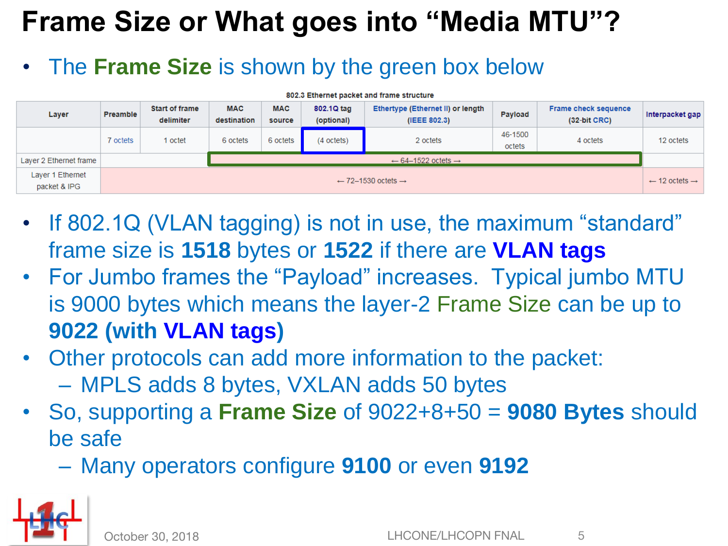# Frame Size or What goes into "Media MTU"?

- The **Frame Size** is shown by the green box below

802.3 Ethernet packet and frame structure

| Layer | Preamble | Start of frame delimiter | MAC destination | MAC source | 802.1Q tag (optional) | Ethertype (Ethernet II) or length (IEEE 802.3) | Payload | Frame check sequence (32-bit CRC) | Interpacket gap |
|---|---|---|---|---|---|---|---|---|---|
| | 7 octets | 1 octet | 6 octets | 6 octets | (4 octets) | 2 octets | 46-1500 octets | 4 octets | 12 octets |
| Layer 2 Ethernet frame | | | ← 64–1522 octets → | | | | | | |
| Layer 1 Ethernet packet & IPG | ← 72–1530 octets → | | | | | | | | ← 12 octets → |

- If 802.1Q (VLAN tagging) is not in use, the maximum "standard" frame size is **1518** bytes or **1522** if there are **VLAN tags**
- For Jumbo frames the "Payload" increases. Typical jumbo MTU is 9000 bytes which means the layer-2 Frame Size can be up to **9022 (with VLAN tags)**
- Other protocols can add more information to the packet:
  - MPLS adds 8 bytes, VXLAN adds 50 bytes
- So, supporting a **Frame Size** of 9022+8+50 = **9080 Bytes** should be safe
  - Many operators configure **9100** or even **9192**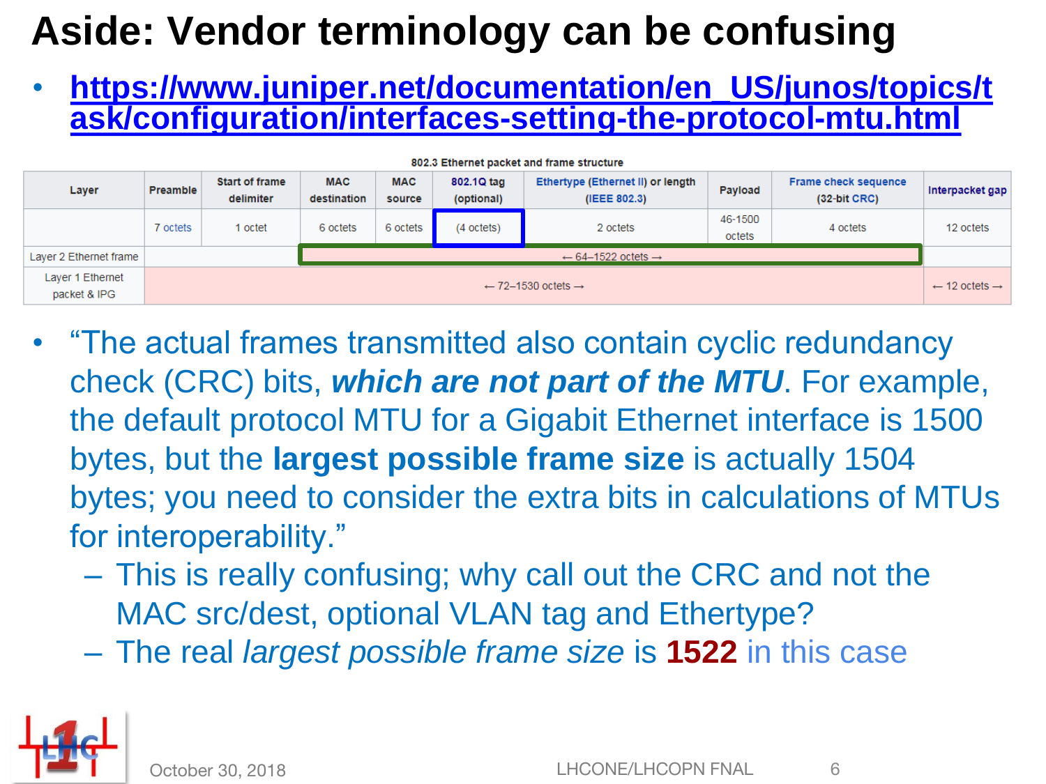# Aside: Vendor terminology can be confusing

- https://www.juniper.net/documentation/en_US/junos/topics/task/configuration/interfaces-setting-the-protocol-mtu.html

802.3 Ethernet packet and frame structure

| Layer | Preamble | Start of frame delimiter | MAC destination | MAC source | 802.1Q tag (optional) | Ethertype (Ethernet II) or length (IEEE 802.3) | Payload | Frame check sequence (32-bit CRC) | Interpacket gap |
|---|---|---|---|---|---|---|---|---|---|
| | 7 octets | 1 octet | 6 octets | 6 octets | (4 octets) | 2 octets | 46-1500 octets | 4 octets | 12 octets |
| Layer 2 Ethernet frame | | | ← 64–1522 octets → | | | | | | |
| Layer 1 Ethernet packet & IPG | ← 72–1530 octets → | | | | | | | | ← 12 octets → |

- "The actual frames transmitted also contain cyclic redundancy check (CRC) bits, ***which are not part of the MTU***. For example, the default protocol MTU for a Gigabit Ethernet interface is 1500 bytes, but the **largest possible frame size** is actually 1504 bytes; you need to consider the extra bits in calculations of MTUs for interoperability."
  - This is really confusing; why call out the CRC and not the MAC src/dest, optional VLAN tag and Ethertype?
  - The real *largest possible frame size* is **1522** in this case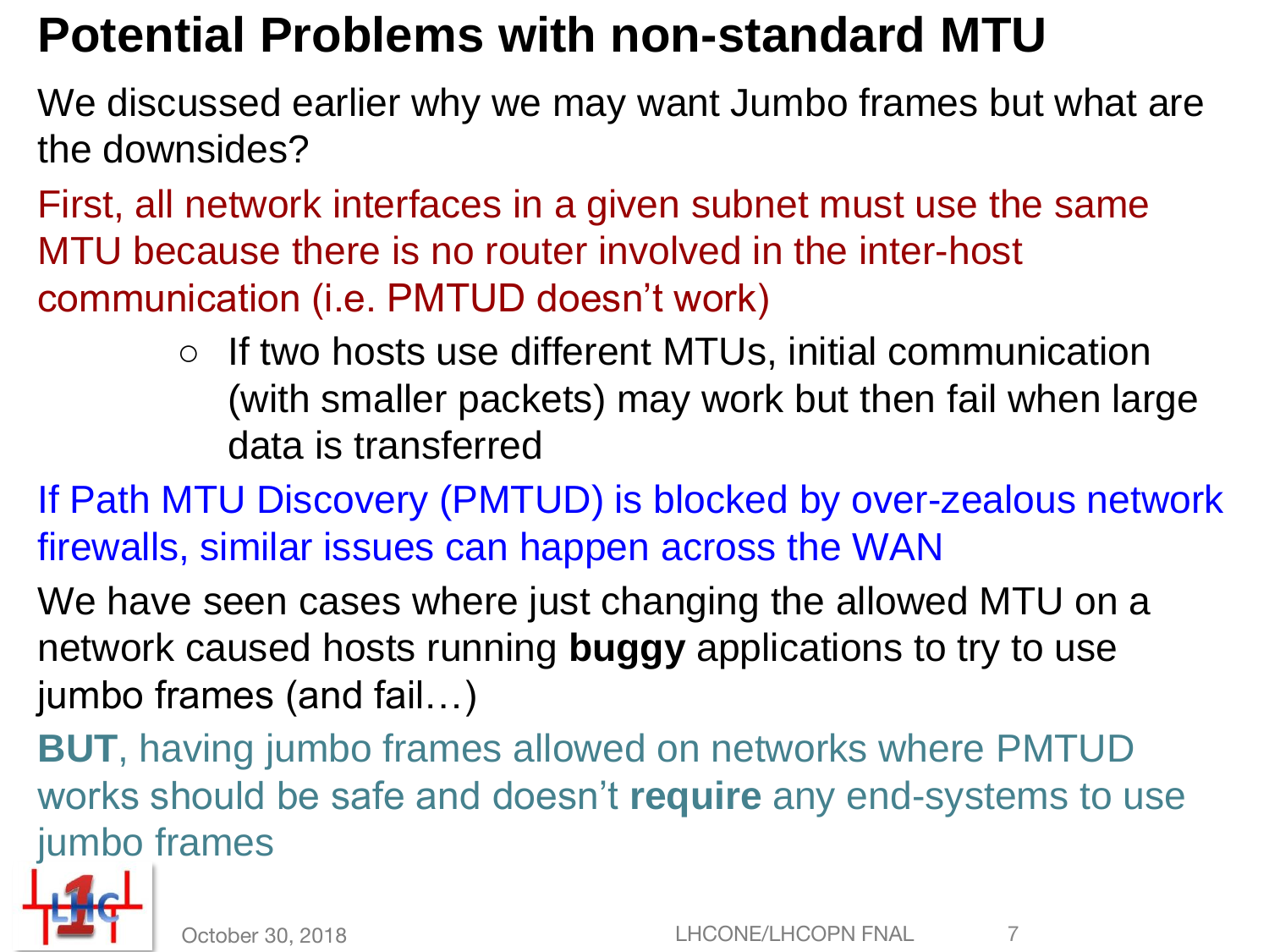# Potential Problems with non-standard MTU

We discussed earlier why we may want Jumbo frames but what are the downsides?

First, all network interfaces in a given subnet must use the same MTU because there is no router involved in the inter-host communication (i.e. PMTUD doesn't work)

- If two hosts use different MTUs, initial communication (with smaller packets) may work but then fail when large data is transferred

If Path MTU Discovery (PMTUD) is blocked by over-zealous network firewalls, similar issues can happen across the WAN

We have seen cases where just changing the allowed MTU on a network caused hosts running **buggy** applications to try to use jumbo frames (and fail…)

**BUT**, having jumbo frames allowed on networks where PMTUD works should be safe and doesn't **require** any end-systems to use jumbo frames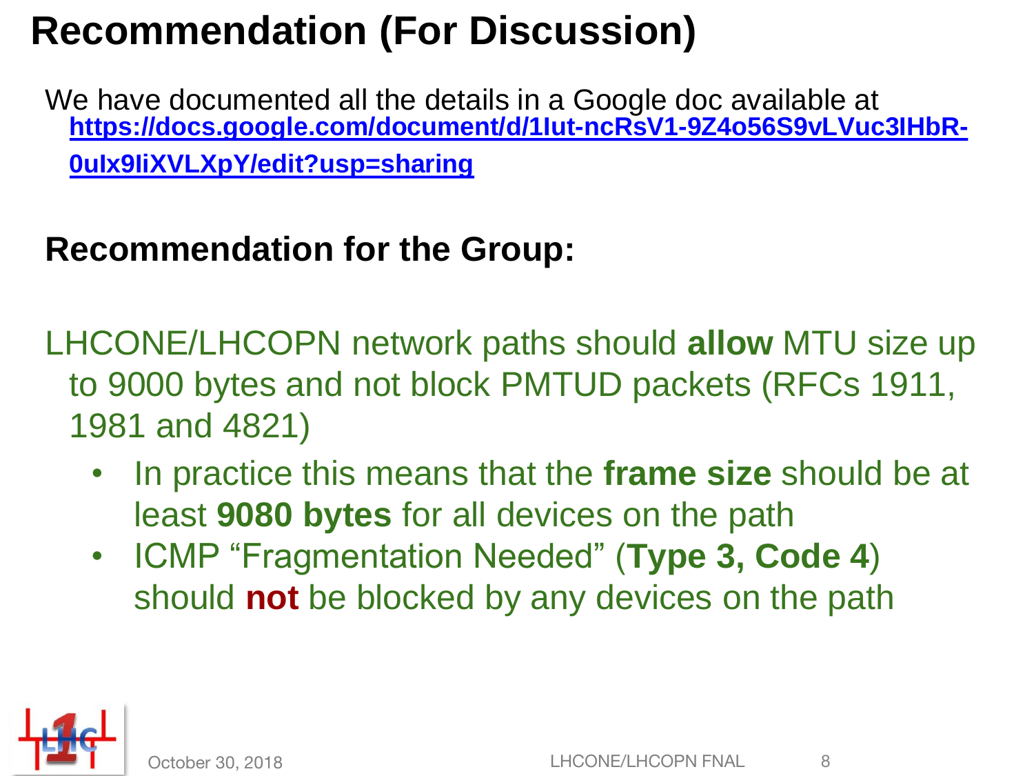# Recommendation (For Discussion)

We have documented all the details in a Google doc available at https://docs.google.com/document/d/1Iut-ncRsV1-9Z4o56S9vLVuc3IHbR-0uIx9IiXVLXpY/edit?usp=sharing

## Recommendation for the Group:

LHCONE/LHCOPN network paths should **allow** MTU size up to 9000 bytes and not block PMTUD packets (RFCs 1911, 1981 and 4821)

- In practice this means that the **frame size** should be at least **9080 bytes** for all devices on the path
- ICMP “Fragmentation Needed” (**Type 3, Code 4**) should **not** be blocked by any devices on the path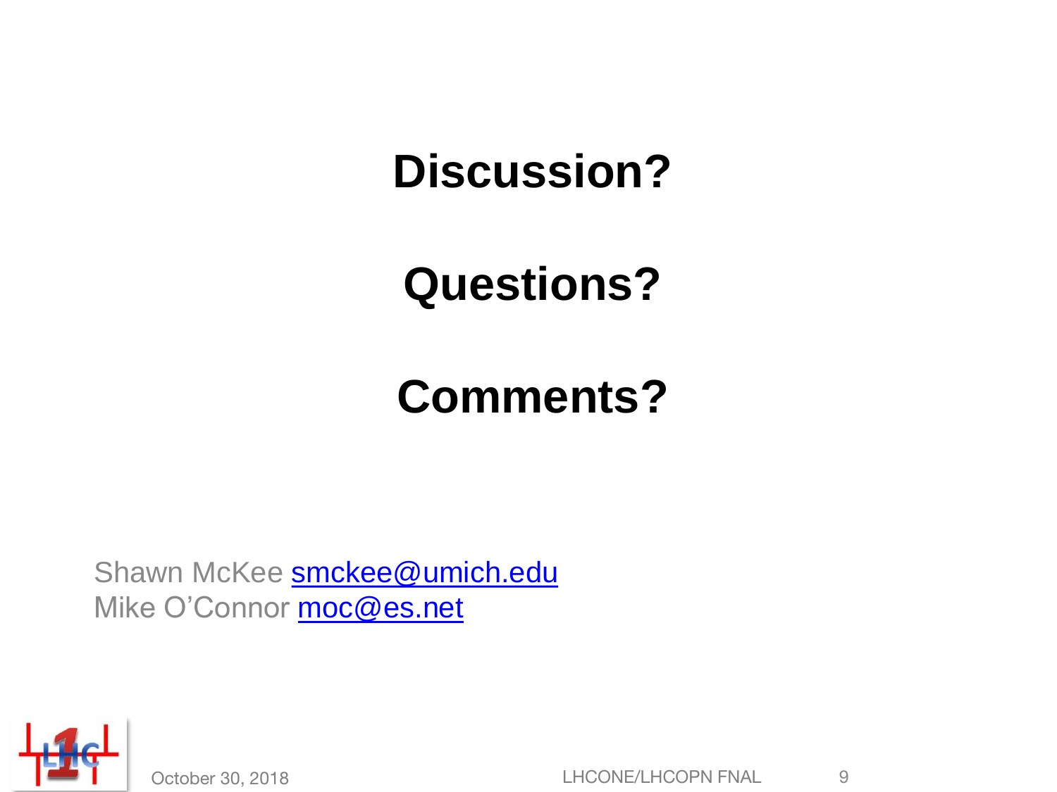# Discussion?

# Questions?

# Comments?

Shawn McKee smckee@umich.edu
Mike O'Connor moc@es.net